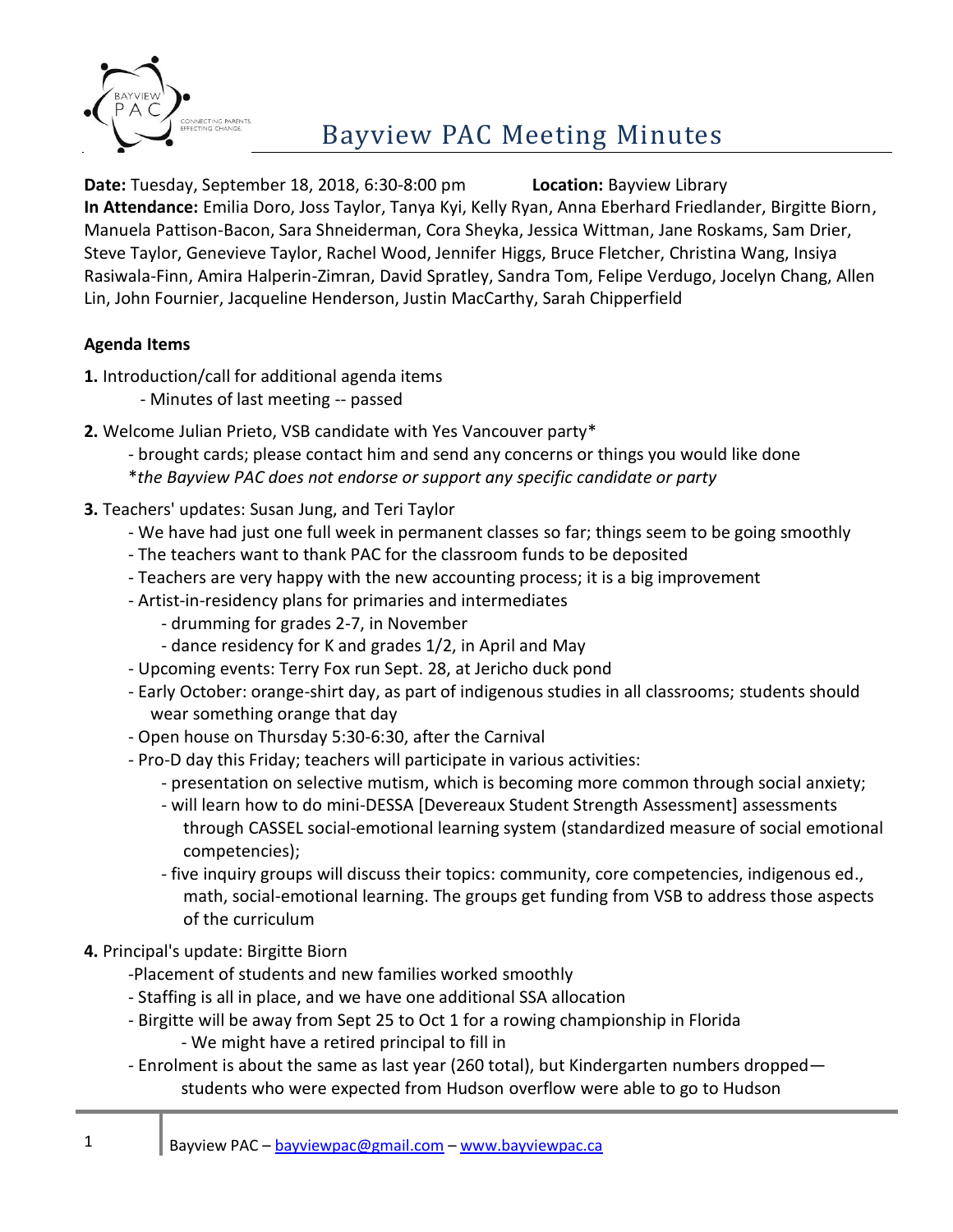# Bayview PAC Meeting Minutes

**Date:** Tuesday, September 18, 2018, 6:30-8:00 pm **Location:** Bayview Library

**In Attendance:** Emilia Doro, Joss Taylor, Tanya Kyi, Kelly Ryan, Anna Eberhard Friedlander, Birgitte Biorn, Manuela Pattison-Bacon, Sara Shneiderman, Cora Sheyka, Jessica Wittman, Jane Roskams, Sam Drier, Steve Taylor, Genevieve Taylor, Rachel Wood, Jennifer Higgs, Bruce Fletcher, Christina Wang, Insiya Rasiwala-Finn, Amira Halperin-Zimran, David Spratley, Sandra Tom, Felipe Verdugo, Jocelyn Chang, Allen Lin, John Fournier, Jacqueline Henderson, Justin MacCarthy, Sarah Chipperfield

**Agenda Items**

**1.** Introduction/call for additional agenda items
- Minutes of last meeting -- passed

**2.** Welcome Julian Prieto, VSB candidate with Yes Vancouver party*
- brought cards; please contact him and send any concerns or things you would like done

*\*the Bayview PAC does not endorse or support any specific candidate or party*

**3.** Teachers' updates: Susan Jung, and Teri Taylor
- We have had just one full week in permanent classes so far; things seem to be going smoothly
- The teachers want to thank PAC for the classroom funds to be deposited
- Teachers are very happy with the new accounting process; it is a big improvement
- Artist-in-residency plans for primaries and intermediates
  - drumming for grades 2-7, in November
  - dance residency for K and grades 1/2, in April and May
- Upcoming events: Terry Fox run Sept. 28, at Jericho duck pond
- Early October: orange-shirt day, as part of indigenous studies in all classrooms; students should wear something orange that day
- Open house on Thursday 5:30-6:30, after the Carnival
- Pro-D day this Friday; teachers will participate in various activities:
  - presentation on selective mutism, which is becoming more common through social anxiety;
  - will learn how to do mini-DESSA [Devereaux Student Strength Assessment] assessments through CASSEL social-emotional learning system (standardized measure of social emotional competencies);
  - five inquiry groups will discuss their topics: community, core competencies, indigenous ed., math, social-emotional learning. The groups get funding from VSB to address those aspects of the curriculum

**4.** Principal's update: Birgitte Biorn
- Placement of students and new families worked smoothly
- Staffing is all in place, and we have one additional SSA allocation
- Birgitte will be away from Sept 25 to Oct 1 for a rowing championship in Florida
  - We might have a retired principal to fill in
- Enrolment is about the same as last year (260 total), but Kindergarten numbers dropped—students who were expected from Hudson overflow were able to go to Hudson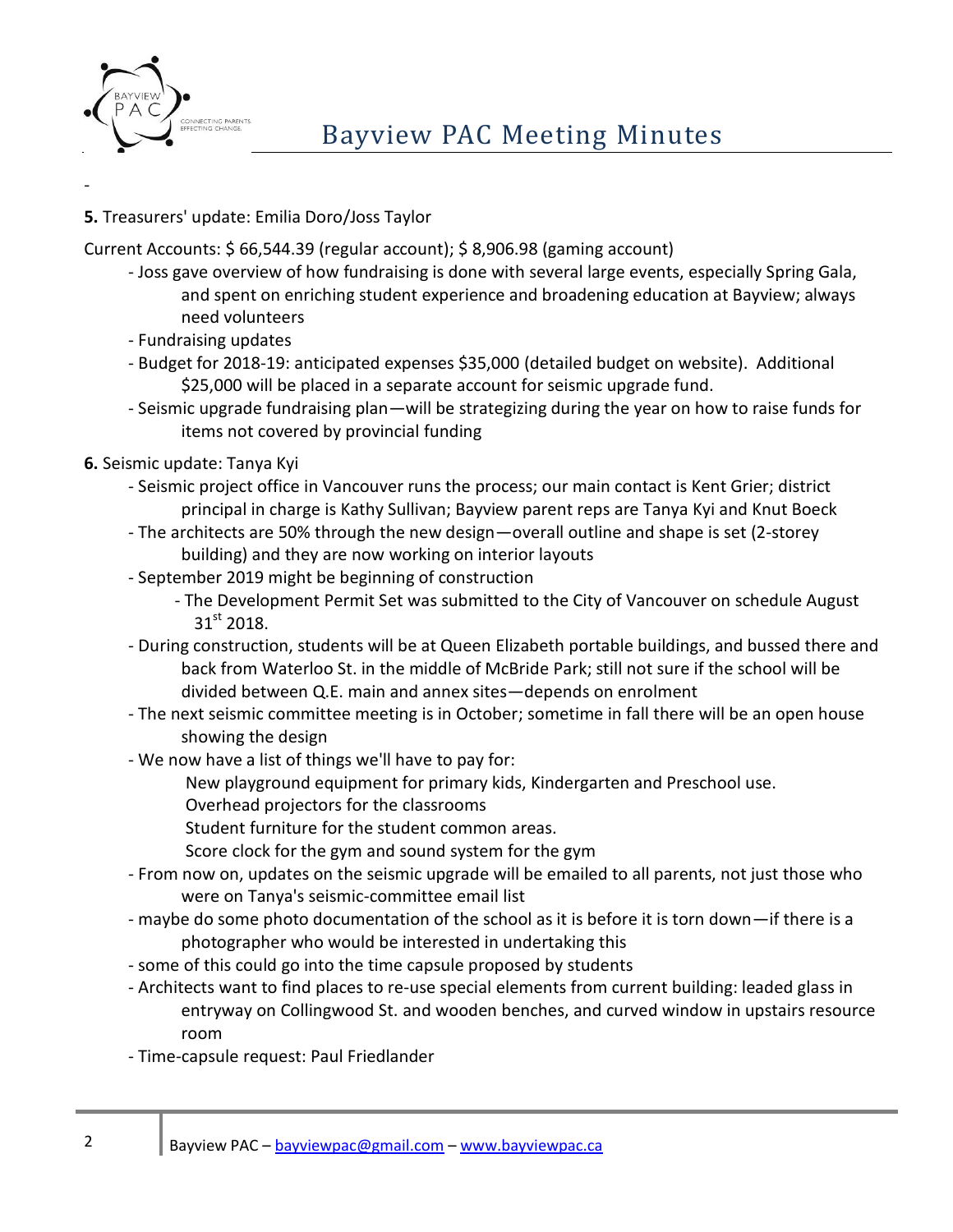-

**5.** Treasurers' update: Emilia Doro/Joss Taylor

Current Accounts: $ 66,544.39 (regular account); $ 8,906.98 (gaming account)

- Joss gave overview of how fundraising is done with several large events, especially Spring Gala, and spent on enriching student experience and broadening education at Bayview; always need volunteers
- Fundraising updates
- Budget for 2018-19: anticipated expenses $35,000 (detailed budget on website). Additional $25,000 will be placed in a separate account for seismic upgrade fund.
- Seismic upgrade fundraising plan—will be strategizing during the year on how to raise funds for items not covered by provincial funding

**6.** Seismic update: Tanya Kyi

- Seismic project office in Vancouver runs the process; our main contact is Kent Grier; district principal in charge is Kathy Sullivan; Bayview parent reps are Tanya Kyi and Knut Boeck
- The architects are 50% through the new design—overall outline and shape is set (2-storey building) and they are now working on interior layouts
- September 2019 might be beginning of construction
  - The Development Permit Set was submitted to the City of Vancouver on schedule August 31st 2018.
- During construction, students will be at Queen Elizabeth portable buildings, and bussed there and back from Waterloo St. in the middle of McBride Park; still not sure if the school will be divided between Q.E. main and annex sites—depends on enrolment
- The next seismic committee meeting is in October; sometime in fall there will be an open house showing the design
- We now have a list of things we'll have to pay for:
  - New playground equipment for primary kids, Kindergarten and Preschool use.
  - Overhead projectors for the classrooms
  - Student furniture for the student common areas.
  - Score clock for the gym and sound system for the gym
- From now on, updates on the seismic upgrade will be emailed to all parents, not just those who were on Tanya's seismic-committee email list
- maybe do some photo documentation of the school as it is before it is torn down—if there is a photographer who would be interested in undertaking this
- some of this could go into the time capsule proposed by students
- Architects want to find places to re-use special elements from current building: leaded glass in entryway on Collingwood St. and wooden benches, and curved window in upstairs resource room
- Time-capsule request: Paul Friedlander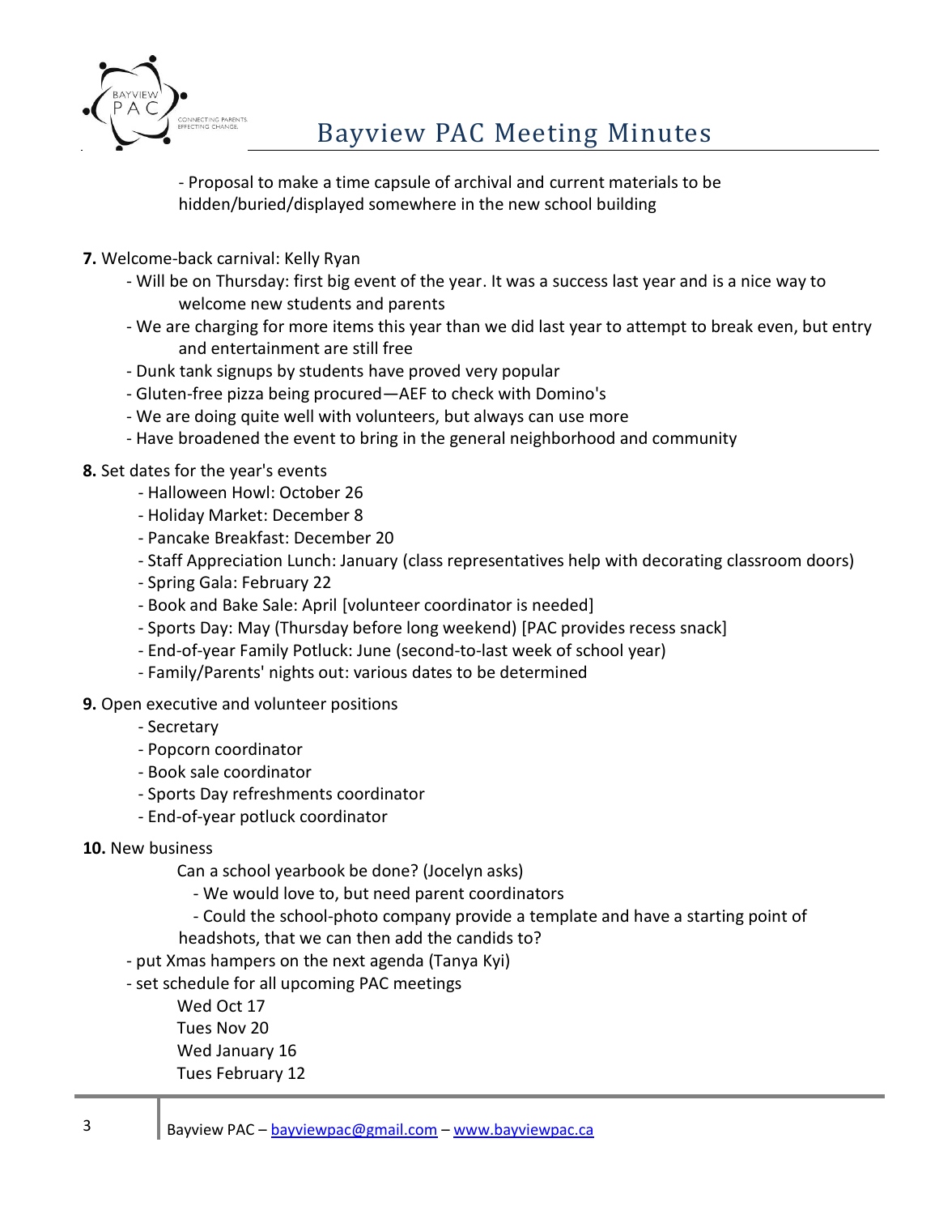- Proposal to make a time capsule of archival and current materials to be hidden/buried/displayed somewhere in the new school building

**7.** Welcome-back carnival: Kelly Ryan

- Will be on Thursday: first big event of the year. It was a success last year and is a nice way to welcome new students and parents
- We are charging for more items this year than we did last year to attempt to break even, but entry and entertainment are still free
- Dunk tank signups by students have proved very popular
- Gluten-free pizza being procured—AEF to check with Domino's
- We are doing quite well with volunteers, but always can use more
- Have broadened the event to bring in the general neighborhood and community

**8.** Set dates for the year's events

- Halloween Howl: October 26
- Holiday Market: December 8
- Pancake Breakfast: December 20
- Staff Appreciation Lunch: January (class representatives help with decorating classroom doors)
- Spring Gala: February 22
- Book and Bake Sale: April [volunteer coordinator is needed]
- Sports Day: May (Thursday before long weekend) [PAC provides recess snack]
- End-of-year Family Potluck: June (second-to-last week of school year)
- Family/Parents' nights out: various dates to be determined

**9.** Open executive and volunteer positions

- Secretary
- Popcorn coordinator
- Book sale coordinator
- Sports Day refreshments coordinator
- End-of-year potluck coordinator

**10.** New business

Can a school yearbook be done? (Jocelyn asks)

- We would love to, but need parent coordinators
- Could the school-photo company provide a template and have a starting point of headshots, that we can then add the candids to?

- put Xmas hampers on the next agenda (Tanya Kyi)
- set schedule for all upcoming PAC meetings

Wed Oct 17
Tues Nov 20
Wed January 16
Tues February 12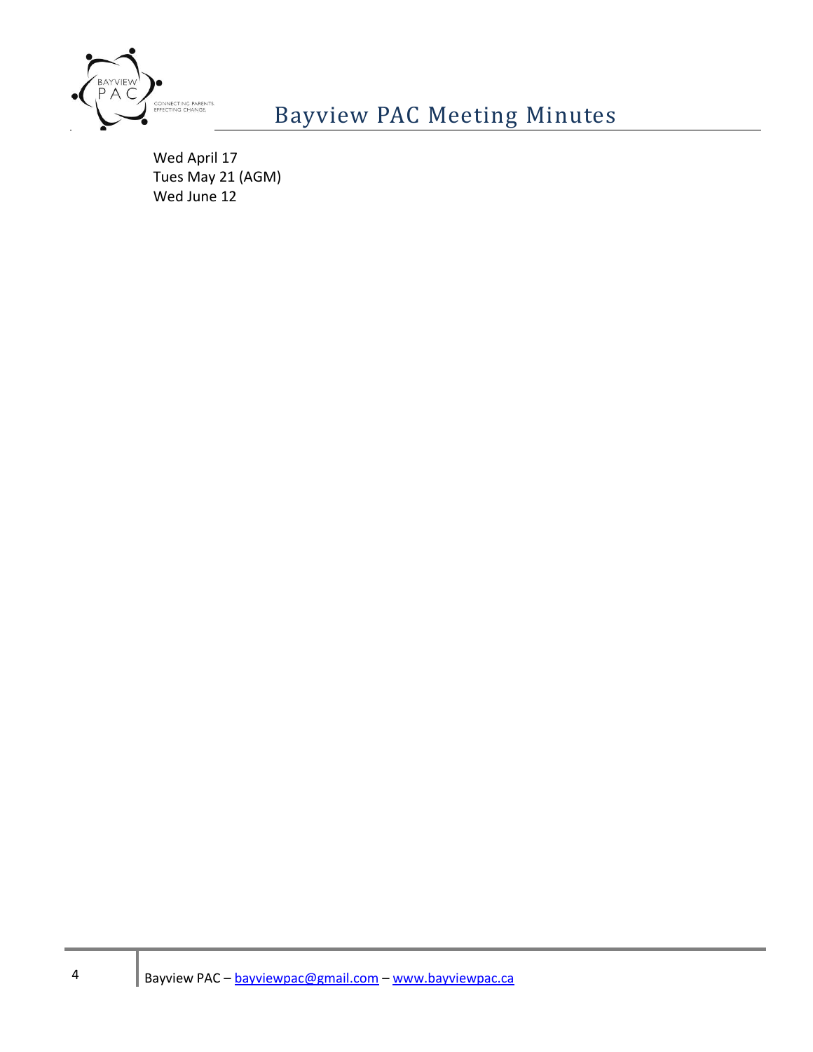Wed April 17
Tues May 21 (AGM)
Wed June 12